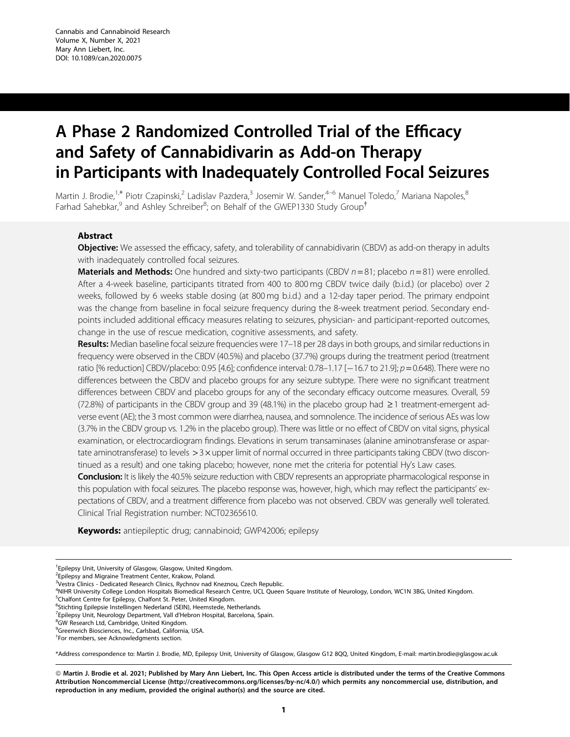Cannabis and Cannabinoid Research
Volume X, Number X, 2021
Mary Ann Liebert, Inc.
DOI: 10.1089/can.2020.0075

# A Phase 2 Randomized Controlled Trial of the Efficacy and Safety of Cannabidivarin as Add-on Therapy in Participants with Inadequately Controlled Focal Seizures

Martin J. Brodie,[1,*] Piotr Czapinski,[2] Ladislav Pazdera,[3] Josemir W. Sander,[4–6] Manuel Toledo,[7] Mariana Napoles,[8] Farhad Sahebkar,[9] and Ashley Schreiber[8]; on Behalf of the GWEP1330 Study Group[†]

## Abstract

**Objective:** We assessed the efficacy, safety, and tolerability of cannabidivarin (CBDV) as add-on therapy in adults with inadequately controlled focal seizures.

**Materials and Methods:** One hundred and sixty-two participants (CBDV $n=81$; placebo $n=81$) were enrolled. After a 4-week baseline, participants titrated from 400 to 800 mg CBDV twice daily (b.i.d.) (or placebo) over 2 weeks, followed by 6 weeks stable dosing (at 800 mg b.i.d.) and a 12-day taper period. The primary endpoint was the change from baseline in focal seizure frequency during the 8-week treatment period. Secondary endpoints included additional efficacy measures relating to seizures, physician- and participant-reported outcomes, change in the use of rescue medication, cognitive assessments, and safety.

**Results:** Median baseline focal seizure frequencies were 17–18 per 28 days in both groups, and similar reductions in frequency were observed in the CBDV (40.5%) and placebo (37.7%) groups during the treatment period (treatment ratio [% reduction] CBDV/placebo: 0.95 [4.6]; confidence interval: 0.78–1.17 [−16.7 to 21.9]; $p=0.648$). There were no differences between the CBDV and placebo groups for any seizure subtype. There were no significant treatment differences between CBDV and placebo groups for any of the secondary efficacy outcome measures. Overall, 59 (72.8%) of participants in the CBDV group and 39 (48.1%) in the placebo group had $\geq 1$ treatment-emergent adverse event (AE); the 3 most common were diarrhea, nausea, and somnolence. The incidence of serious AEs was low (3.7% in the CBDV group vs. 1.2% in the placebo group). There was little or no effect of CBDV on vital signs, physical examination, or electrocardiogram findings. Elevations in serum transaminases (alanine aminotransferase or aspartate aminotransferase) to levels $>3\times$ upper limit of normal occurred in three participants taking CBDV (two discontinued as a result) and one taking placebo; however, none met the criteria for potential Hy's Law cases.

**Conclusion:** It is likely the 40.5% seizure reduction with CBDV represents an appropriate pharmacological response in this population with focal seizures. The placebo response was, however, high, which may reflect the participants' expectations of CBDV, and a treatment difference from placebo was not observed. CBDV was generally well tolerated. Clinical Trial Registration number: NCT02365610.

**Keywords:** antiepileptic drug; cannabinoid; GWP42006; epilepsy

---

[1]Epilepsy Unit, University of Glasgow, Glasgow, United Kingdom.
[2]Epilepsy and Migraine Treatment Center, Krakow, Poland.
[3]Vestra Clinics - Dedicated Research Clinics, Rychnov nad Kneznou, Czech Republic.
[4]NIHR University College London Hospitals Biomedical Research Centre, UCL Queen Square Institute of Neurology, London, WC1N 3BG, United Kingdom.
[5]Chalfont Centre for Epilepsy, Chalfont St. Peter, United Kingdom.
[6]Stichting Epilepsie Instellingen Nederland (SEIN), Heemstede, Netherlands.
[7]Epilepsy Unit, Neurology Department, Vall d'Hebron Hospital, Barcelona, Spain.
[8]GW Research Ltd, Cambridge, United Kingdom.
[9]Greenwich Biosciences, Inc., Carlsbad, California, USA.
[†]For members, see Acknowledgments section.

*Address correspondence to: Martin J. Brodie, MD, Epilepsy Unit, University of Glasgow, Glasgow G12 8QQ, United Kingdom, E-mail: martin.brodie@glasgow.ac.uk

**© Martin J. Brodie et al. 2021; Published by Mary Ann Liebert, Inc. This Open Access article is distributed under the terms of the Creative Commons Attribution Noncommercial License (http://creativecommons.org/licenses/by-nc/4.0/) which permits any noncommercial use, distribution, and reproduction in any medium, provided the original author(s) and the source are cited.**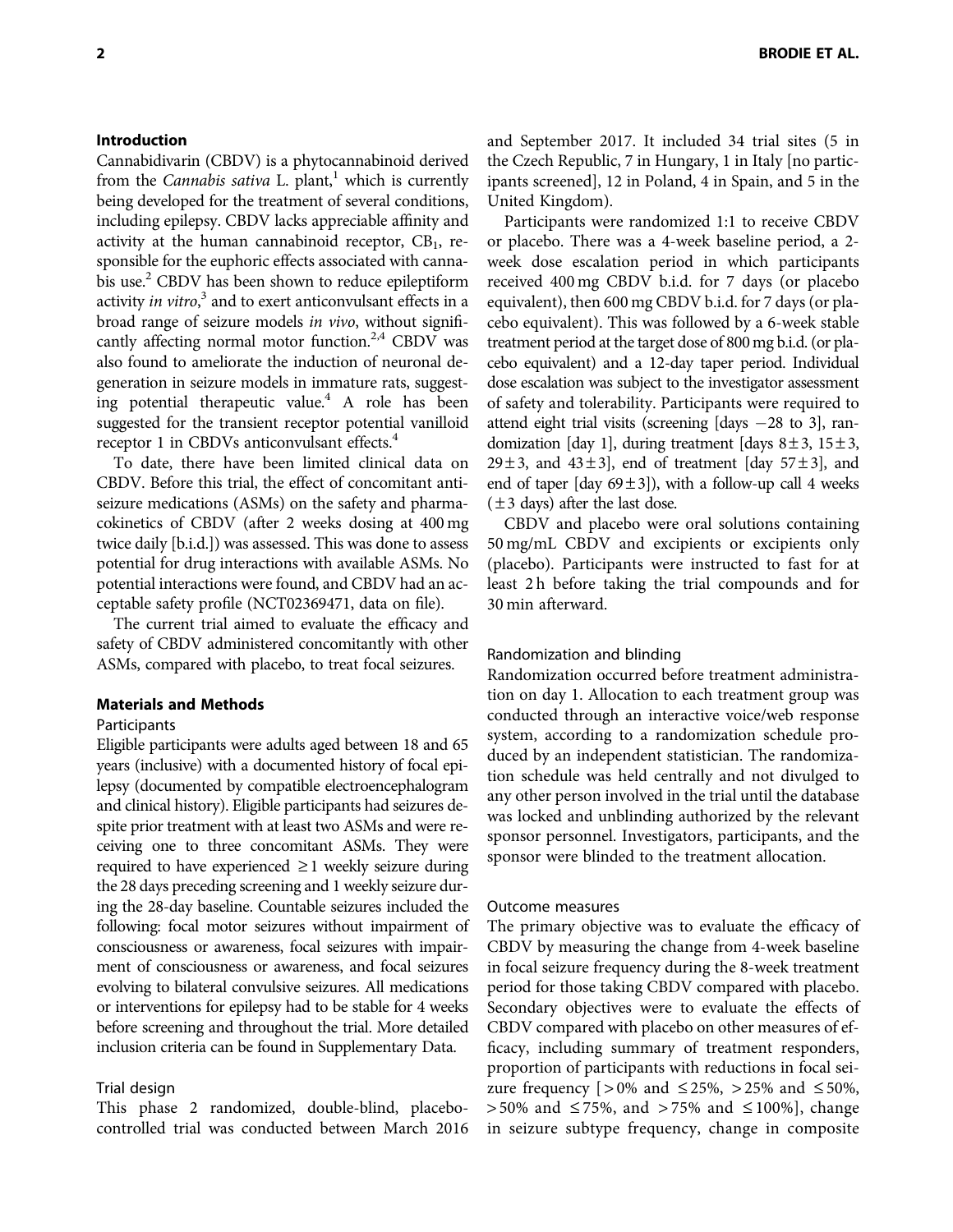## Introduction

Cannabidivarin (CBDV) is a phytocannabinoid derived from the *Cannabis sativa* L. plant,[1] which is currently being developed for the treatment of several conditions, including epilepsy. CBDV lacks appreciable affinity and activity at the human cannabinoid receptor, $CB_1$, responsible for the euphoric effects associated with cannabis use.[2] CBDV has been shown to reduce epileptiform activity *in vitro*,[3] and to exert anticonvulsant effects in a broad range of seizure models *in vivo*, without significantly affecting normal motor function.[2,4] CBDV was also found to ameliorate the induction of neuronal degeneration in seizure models in immature rats, suggesting potential therapeutic value.[4] A role has been suggested for the transient receptor potential vanilloid receptor 1 in CBDVs anticonvulsant effects.[4]

To date, there have been limited clinical data on CBDV. Before this trial, the effect of concomitant antiseizure medications (ASMs) on the safety and pharmacokinetics of CBDV (after 2 weeks dosing at 400 mg twice daily [b.i.d.]) was assessed. This was done to assess potential for drug interactions with available ASMs. No potential interactions were found, and CBDV had an acceptable safety profile (NCT02369471, data on file).

The current trial aimed to evaluate the efficacy and safety of CBDV administered concomitantly with other ASMs, compared with placebo, to treat focal seizures.

## Materials and Methods

### Participants

Eligible participants were adults aged between 18 and 65 years (inclusive) with a documented history of focal epilepsy (documented by compatible electroencephalogram and clinical history). Eligible participants had seizures despite prior treatment with at least two ASMs and were receiving one to three concomitant ASMs. They were required to have experienced ≥1 weekly seizure during the 28 days preceding screening and 1 weekly seizure during the 28-day baseline. Countable seizures included the following: focal motor seizures without impairment of consciousness or awareness, focal seizures with impairment of consciousness or awareness, and focal seizures evolving to bilateral convulsive seizures. All medications or interventions for epilepsy had to be stable for 4 weeks before screening and throughout the trial. More detailed inclusion criteria can be found in Supplementary Data.

### Trial design

This phase 2 randomized, double-blind, placebo-controlled trial was conducted between March 2016 and September 2017. It included 34 trial sites (5 in the Czech Republic, 7 in Hungary, 1 in Italy [no participants screened], 12 in Poland, 4 in Spain, and 5 in the United Kingdom).

Participants were randomized 1:1 to receive CBDV or placebo. There was a 4-week baseline period, a 2-week dose escalation period in which participants received 400 mg CBDV b.i.d. for 7 days (or placebo equivalent), then 600 mg CBDV b.i.d. for 7 days (or placebo equivalent). This was followed by a 6-week stable treatment period at the target dose of 800 mg b.i.d. (or placebo equivalent) and a 12-day taper period. Individual dose escalation was subject to the investigator assessment of safety and tolerability. Participants were required to attend eight trial visits (screening [days −28 to 3], randomization [day 1], during treatment [days 8 ± 3, 15 ± 3, 29 ± 3, and 43 ± 3], end of treatment [day 57 ± 3], and end of taper [day 69 ± 3]), with a follow-up call 4 weeks (± 3 days) after the last dose.

CBDV and placebo were oral solutions containing 50 mg/mL CBDV and excipients or excipients only (placebo). Participants were instructed to fast for at least 2 h before taking the trial compounds and for 30 min afterward.

### Randomization and blinding

Randomization occurred before treatment administration on day 1. Allocation to each treatment group was conducted through an interactive voice/web response system, according to a randomization schedule produced by an independent statistician. The randomization schedule was held centrally and not divulged to any other person involved in the trial until the database was locked and unblinding authorized by the relevant sponsor personnel. Investigators, participants, and the sponsor were blinded to the treatment allocation.

### Outcome measures

The primary objective was to evaluate the efficacy of CBDV by measuring the change from 4-week baseline in focal seizure frequency during the 8-week treatment period for those taking CBDV compared with placebo. Secondary objectives were to evaluate the effects of CBDV compared with placebo on other measures of efficacy, including summary of treatment responders, proportion of participants with reductions in focal seizure frequency [ > 0% and ≤ 25%, > 25% and ≤ 50%, > 50% and ≤ 75%, and > 75% and ≤ 100%], change in seizure subtype frequency, change in composite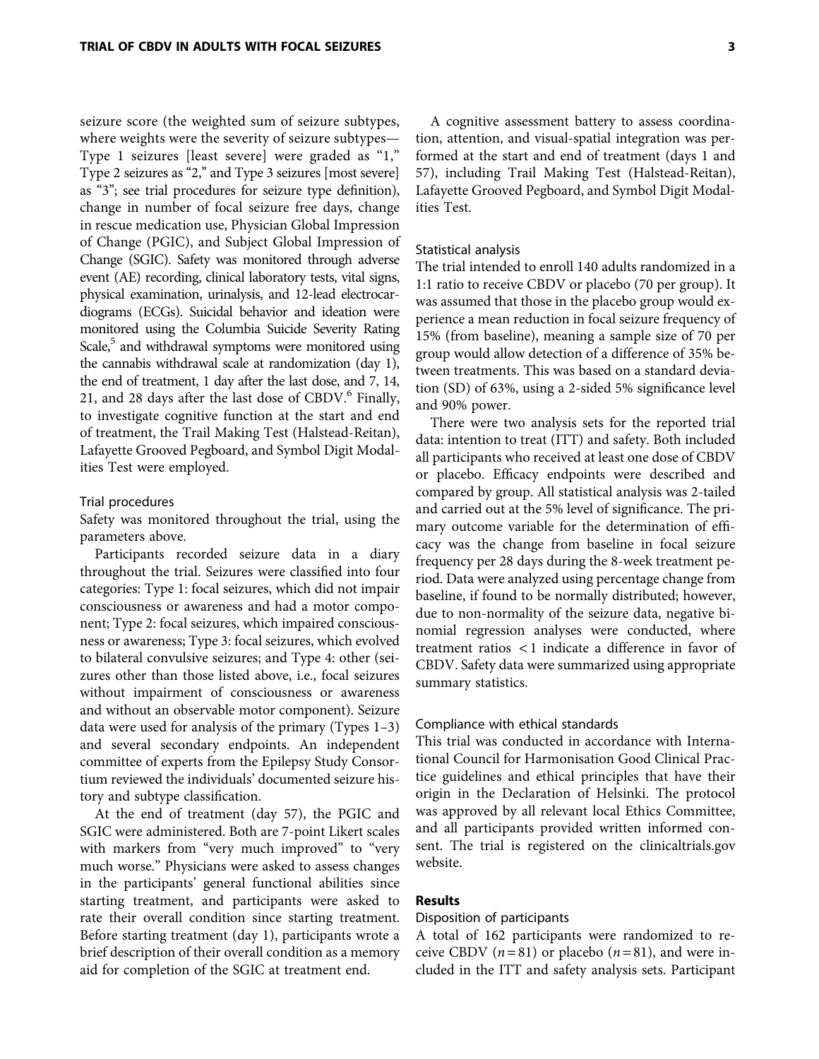seizure score (the weighted sum of seizure subtypes, where weights were the severity of seizure subtypes—Type 1 seizures [least severe] were graded as "1," Type 2 seizures as "2," and Type 3 seizures [most severe] as "3"; see trial procedures for seizure type definition), change in number of focal seizure free days, change in rescue medication use, Physician Global Impression of Change (PGIC), and Subject Global Impression of Change (SGIC). Safety was monitored through adverse event (AE) recording, clinical laboratory tests, vital signs, physical examination, urinalysis, and 12-lead electrocardiograms (ECGs). Suicidal behavior and ideation were monitored using the Columbia Suicide Severity Rating Scale,[5] and withdrawal symptoms were monitored using the cannabis withdrawal scale at randomization (day 1), the end of treatment, 1 day after the last dose, and 7, 14, 21, and 28 days after the last dose of CBDV.[6] Finally, to investigate cognitive function at the start and end of treatment, the Trail Making Test (Halstead-Reitan), Lafayette Grooved Pegboard, and Symbol Digit Modalities Test were employed.

### Trial procedures

Safety was monitored throughout the trial, using the parameters above.

Participants recorded seizure data in a diary throughout the trial. Seizures were classified into four categories: Type 1: focal seizures, which did not impair consciousness or awareness and had a motor component; Type 2: focal seizures, which impaired consciousness or awareness; Type 3: focal seizures, which evolved to bilateral convulsive seizures; and Type 4: other (seizures other than those listed above, i.e., focal seizures without impairment of consciousness or awareness and without an observable motor component). Seizure data were used for analysis of the primary (Types 1–3) and several secondary endpoints. An independent committee of experts from the Epilepsy Study Consortium reviewed the individuals' documented seizure history and subtype classification.

At the end of treatment (day 57), the PGIC and SGIC were administered. Both are 7-point Likert scales with markers from "very much improved" to "very much worse." Physicians were asked to assess changes in the participants' general functional abilities since starting treatment, and participants were asked to rate their overall condition since starting treatment. Before starting treatment (day 1), participants wrote a brief description of their overall condition as a memory aid for completion of the SGIC at treatment end.

A cognitive assessment battery to assess coordination, attention, and visual-spatial integration was performed at the start and end of treatment (days 1 and 57), including Trail Making Test (Halstead-Reitan), Lafayette Grooved Pegboard, and Symbol Digit Modalities Test.

### Statistical analysis

The trial intended to enroll 140 adults randomized in a 1:1 ratio to receive CBDV or placebo (70 per group). It was assumed that those in the placebo group would experience a mean reduction in focal seizure frequency of 15% (from baseline), meaning a sample size of 70 per group would allow detection of a difference of 35% between treatments. This was based on a standard deviation (SD) of 63%, using a 2-sided 5% significance level and 90% power.

There were two analysis sets for the reported trial data: intention to treat (ITT) and safety. Both included all participants who received at least one dose of CBDV or placebo. Efficacy endpoints were described and compared by group. All statistical analysis was 2-tailed and carried out at the 5% level of significance. The primary outcome variable for the determination of efficacy was the change from baseline in focal seizure frequency per 28 days during the 8-week treatment period. Data were analyzed using percentage change from baseline, if found to be normally distributed; however, due to non-normality of the seizure data, negative binomial regression analyses were conducted, where treatment ratios $<1$ indicate a difference in favor of CBDV. Safety data were summarized using appropriate summary statistics.

### Compliance with ethical standards

This trial was conducted in accordance with International Council for Harmonisation Good Clinical Practice guidelines and ethical principles that have their origin in the Declaration of Helsinki. The protocol was approved by all relevant local Ethics Committee, and all participants provided written informed consent. The trial is registered on the clinicaltrials.gov website.

## Results

### Disposition of participants

A total of 162 participants were randomized to receive CBDV ($n = 81$) or placebo ($n = 81$), and were included in the ITT and safety analysis sets. Participant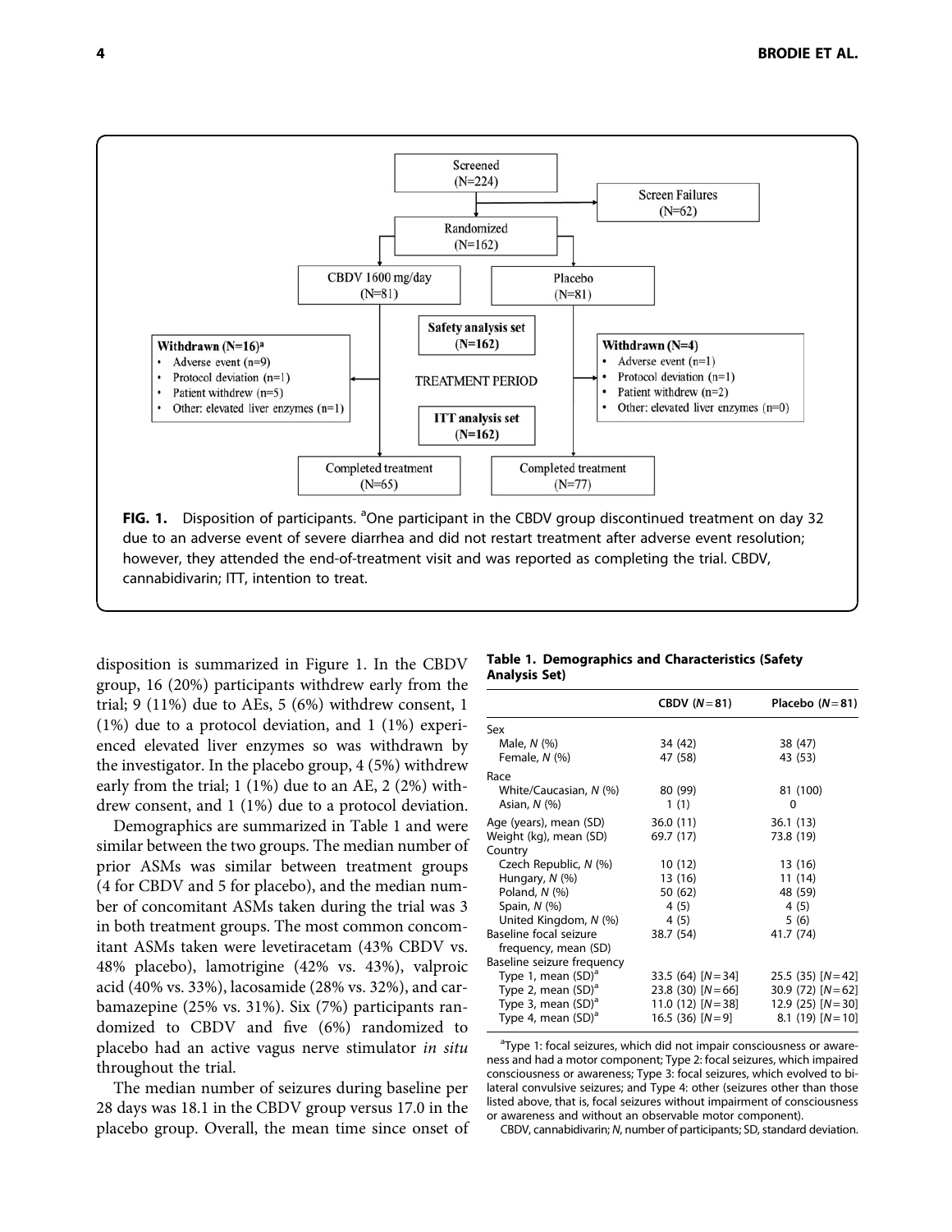Screened (N=224)

Screen Failures (N=62)

Randomized (N=162)

CBDV 1600 mg/day (N=81)

Placebo (N=81)

Safety analysis set (N=162)

Withdrawn (N=16)[a]
- Adverse event (n=9)
- Protocol deviation (n=1)
- Patient withdrew (n=5)
- Other: elevated liver enzymes (n=1)

TREATMENT PERIOD

Withdrawn (N=4)
- Adverse event (n=1)
- Protocol deviation (n=1)
- Patient withdrew (n=2)
- Other: elevated liver enzymes (n=0)

ITT analysis set (N=162)

Completed treatment (N=65)

Completed treatment (N=77)

**FIG. 1.** Disposition of participants. [a]One participant in the CBDV group discontinued treatment on day 32 due to an adverse event of severe diarrhea and did not restart treatment after adverse event resolution; however, they attended the end-of-treatment visit and was reported as completing the trial. CBDV, cannabidivarin; ITT, intention to treat.

disposition is summarized in Figure 1. In the CBDV group, 16 (20%) participants withdrew early from the trial; 9 (11%) due to AEs, 5 (6%) withdrew consent, 1 (1%) due to a protocol deviation, and 1 (1%) experienced elevated liver enzymes so was withdrawn by the investigator. In the placebo group, 4 (5%) withdrew early from the trial; 1 (1%) due to an AE, 2 (2%) withdrew consent, and 1 (1%) due to a protocol deviation.

Demographics are summarized in Table 1 and were similar between the two groups. The median number of prior ASMs was similar between treatment groups (4 for CBDV and 5 for placebo), and the median number of concomitant ASMs taken during the trial was 3 in both treatment groups. The most common concomitant ASMs taken were levetiracetam (43% CBDV vs. 48% placebo), lamotrigine (42% vs. 43%), valproic acid (40% vs. 33%), lacosamide (28% vs. 32%), and carbamazepine (25% vs. 31%). Six (7%) participants randomized to CBDV and five (6%) randomized to placebo had an active vagus nerve stimulator *in situ* throughout the trial.

The median number of seizures during baseline per 28 days was 18.1 in the CBDV group versus 17.0 in the placebo group. Overall, the mean time since onset of

**Table 1. Demographics and Characteristics (Safety Analysis Set)**

| | CBDV (N = 81) | Placebo (N = 81) |
|---|---|---|
| Sex | | |
| Male, N (%) | 34 (42) | 38 (47) |
| Female, N (%) | 47 (58) | 43 (53) |
| Race | | |
| White/Caucasian, N (%) | 80 (99) | 81 (100) |
| Asian, N (%) | 1 (1) | 0 |
| Age (years), mean (SD) | 36.0 (11) | 36.1 (13) |
| Weight (kg), mean (SD) | 69.7 (17) | 73.8 (19) |
| Country | | |
| Czech Republic, N (%) | 10 (12) | 13 (16) |
| Hungary, N (%) | 13 (16) | 11 (14) |
| Poland, N (%) | 50 (62) | 48 (59) |
| Spain, N (%) | 4 (5) | 4 (5) |
| United Kingdom, N (%) | 4 (5) | 5 (6) |
| Baseline focal seizure frequency, mean (SD) | 38.7 (54) | 41.7 (74) |
| Baseline seizure frequency | | |
| Type 1, mean (SD)[a] | 33.5 (64) [N = 34] | 25.5 (35) [N = 42] |
| Type 2, mean (SD)[a] | 23.8 (30) [N = 66] | 30.9 (72) [N = 62] |
| Type 3, mean (SD)[a] | 11.0 (12) [N = 38] | 12.9 (25) [N = 30] |
| Type 4, mean (SD)[a] | 16.5 (36) [N = 9] | 8.1 (19) [N = 10] |

[a]Type 1: focal seizures, which did not impair consciousness or awareness and had a motor component; Type 2: focal seizures, which impaired consciousness or awareness; Type 3: focal seizures, which evolved to bilateral convulsive seizures; and Type 4: other (seizures other than those listed above, that is, focal seizures without impairment of consciousness or awareness and without an observable motor component).

CBDV, cannabidivarin; N, number of participants; SD, standard deviation.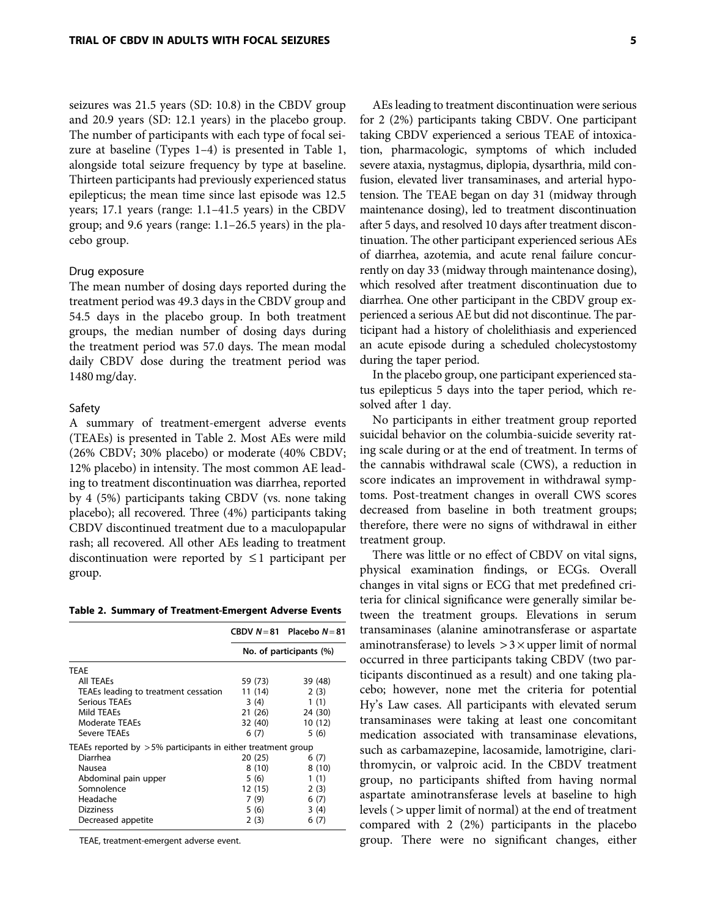seizures was 21.5 years (SD: 10.8) in the CBDV group and 20.9 years (SD: 12.1 years) in the placebo group. The number of participants with each type of focal seizure at baseline (Types 1–4) is presented in Table 1, alongside total seizure frequency by type at baseline. Thirteen participants had previously experienced status epilepticus; the mean time since last episode was 12.5 years; 17.1 years (range: 1.1–41.5 years) in the CBDV group; and 9.6 years (range: 1.1–26.5 years) in the placebo group.

### Drug exposure

The mean number of dosing days reported during the treatment period was 49.3 days in the CBDV group and 54.5 days in the placebo group. In both treatment groups, the median number of dosing days during the treatment period was 57.0 days. The mean modal daily CBDV dose during the treatment period was 1480 mg/day.

### Safety

A summary of treatment-emergent adverse events (TEAEs) is presented in Table 2. Most AEs were mild (26% CBDV; 30% placebo) or moderate (40% CBDV; 12% placebo) in intensity. The most common AE leading to treatment discontinuation was diarrhea, reported by 4 (5%) participants taking CBDV (vs. none taking placebo); all recovered. Three (4%) participants taking CBDV discontinued treatment due to a maculopapular rash; all recovered. All other AEs leading to treatment discontinuation were reported by $\leq 1$ participant per group.

**Table 2. Summary of Treatment-Emergent Adverse Events**

| | CBDV $N = 81$ | Placebo $N = 81$ |
|---|---|---|
| | No. of participants (%) | |
| TEAE | | |
| All TEAEs | 59 (73) | 39 (48) |
| TEAEs leading to treatment cessation | 11 (14) | 2 (3) |
| Serious TEAEs | 3 (4) | 1 (1) |
| Mild TEAEs | 21 (26) | 24 (30) |
| Moderate TEAEs | 32 (40) | 10 (12) |
| Severe TEAEs | 6 (7) | 5 (6) |
| TEAEs reported by >5% participants in either treatment group | | |
| Diarrhea | 20 (25) | 6 (7) |
| Nausea | 8 (10) | 8 (10) |
| Abdominal pain upper | 5 (6) | 1 (1) |
| Somnolence | 12 (15) | 2 (3) |
| Headache | 7 (9) | 6 (7) |
| Dizziness | 5 (6) | 3 (4) |
| Decreased appetite | 2 (3) | 6 (7) |

TEAE, treatment-emergent adverse event.

AEs leading to treatment discontinuation were serious for 2 (2%) participants taking CBDV. One participant taking CBDV experienced a serious TEAE of intoxication, pharmacologic, symptoms of which included severe ataxia, nystagmus, diplopia, dysarthria, mild confusion, elevated liver transaminases, and arterial hypotension. The TEAE began on day 31 (midway through maintenance dosing), led to treatment discontinuation after 5 days, and resolved 10 days after treatment discontinuation. The other participant experienced serious AEs of diarrhea, azotemia, and acute renal failure concurrently on day 33 (midway through maintenance dosing), which resolved after treatment discontinuation due to diarrhea. One other participant in the CBDV group experienced a serious AE but did not discontinue. The participant had a history of cholelithiasis and experienced an acute episode during a scheduled cholecystostomy during the taper period.

In the placebo group, one participant experienced status epilepticus 5 days into the taper period, which resolved after 1 day.

No participants in either treatment group reported suicidal behavior on the columbia-suicide severity rating scale during or at the end of treatment. In terms of the cannabis withdrawal scale (CWS), a reduction in score indicates an improvement in withdrawal symptoms. Post-treatment changes in overall CWS scores decreased from baseline in both treatment groups; therefore, there were no signs of withdrawal in either treatment group.

There was little or no effect of CBDV on vital signs, physical examination findings, or ECGs. Overall changes in vital signs or ECG that met predefined criteria for clinical significance were generally similar between the treatment groups. Elevations in serum transaminases (alanine aminotransferase or aspartate aminotransferase) to levels $>3\times$ upper limit of normal occurred in three participants taking CBDV (two participants discontinued as a result) and one taking placebo; however, none met the criteria for potential Hy's Law cases. All participants with elevated serum transaminases were taking at least one concomitant medication associated with transaminase elevations, such as carbamazepine, lacosamide, lamotrigine, clarithromycin, or valproic acid. In the CBDV treatment group, no participants shifted from having normal aspartate aminotransferase levels at baseline to high levels (>upper limit of normal) at the end of treatment compared with 2 (2%) participants in the placebo group. There were no significant changes, either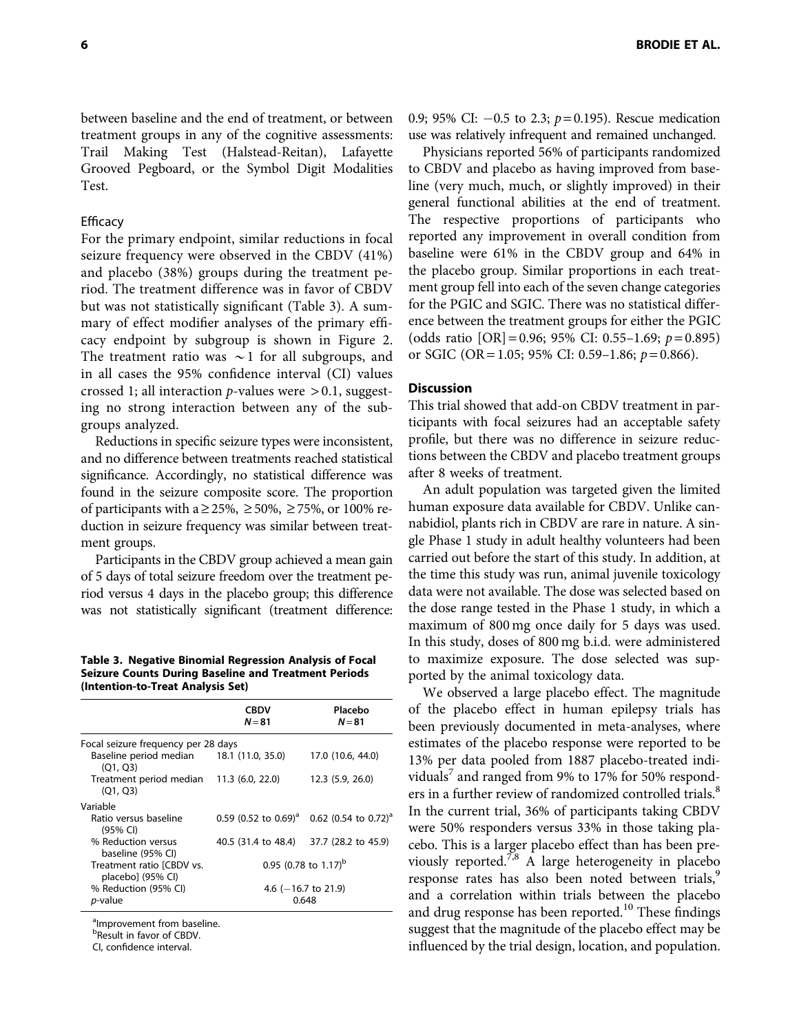between baseline and the end of treatment, or between treatment groups in any of the cognitive assessments: Trail Making Test (Halstead-Reitan), Lafayette Grooved Pegboard, or the Symbol Digit Modalities Test.

### Efficacy

For the primary endpoint, similar reductions in focal seizure frequency were observed in the CBDV (41%) and placebo (38%) groups during the treatment period. The treatment difference was in favor of CBDV but was not statistically significant (Table 3). A summary of effect modifier analyses of the primary efficacy endpoint by subgroup is shown in Figure 2. The treatment ratio was $\sim 1$ for all subgroups, and in all cases the 95% confidence interval (CI) values crossed 1; all interaction *p*-values were $>0.1$, suggesting no strong interaction between any of the subgroups analyzed.

Reductions in specific seizure types were inconsistent, and no difference between treatments reached statistical significance. Accordingly, no statistical difference was found in the seizure composite score. The proportion of participants with a $\geq 25\%$, $\geq 50\%$, $\geq 75\%$, or 100% reduction in seizure frequency was similar between treatment groups.

Participants in the CBDV group achieved a mean gain of 5 days of total seizure freedom over the treatment period versus 4 days in the placebo group; this difference was not statistically significant (treatment difference: 0.9; 95% CI: −0.5 to 2.3; $p=0.195$). Rescue medication use was relatively infrequent and remained unchanged.

Physicians reported 56% of participants randomized to CBDV and placebo as having improved from baseline (very much, much, or slightly improved) in their general functional abilities at the end of treatment. The respective proportions of participants who reported any improvement in overall condition from baseline were 61% in the CBDV group and 64% in the placebo group. Similar proportions in each treatment group fell into each of the seven change categories for the PGIC and SGIC. There was no statistical difference between the treatment groups for either the PGIC (odds ratio [OR] = 0.96; 95% CI: 0.55–1.69; $p=0.895$) or SGIC (OR = 1.05; 95% CI: 0.59–1.86; $p=0.866$).

**Table 3. Negative Binomial Regression Analysis of Focal Seizure Counts During Baseline and Treatment Periods (Intention-to-Treat Analysis Set)**

| | CBDV $N=81$ | Placebo $N=81$ |
|---|---|---|
| Focal seizure frequency per 28 days | | |
| Baseline period median (Q1, Q3) | 18.1 (11.0, 35.0) | 17.0 (10.6, 44.0) |
| Treatment period median (Q1, Q3) | 11.3 (6.0, 22.0) | 12.3 (5.9, 26.0) |
| Variable | | |
| Ratio versus baseline (95% CI) | 0.59 (0.52 to 0.69)[a] | 0.62 (0.54 to 0.72)[a] |
| % Reduction versus baseline (95% CI) | 40.5 (31.4 to 48.4) | 37.7 (28.2 to 45.9) |
| Treatment ratio [CBDV vs. placebo] (95% CI) | 0.95 (0.78 to 1.17)[b] | |
| % Reduction (95% CI) | 4.6 (−16.7 to 21.9) | |
| *p*-value | 0.648 | |

[a]Improvement from baseline.
[b]Result in favor of CBDV.
CI, confidence interval.

## Discussion

This trial showed that add-on CBDV treatment in participants with focal seizures had an acceptable safety profile, but there was no difference in seizure reductions between the CBDV and placebo treatment groups after 8 weeks of treatment.

An adult population was targeted given the limited human exposure data available for CBDV. Unlike cannabidiol, plants rich in CBDV are rare in nature. A single Phase 1 study in adult healthy volunteers had been carried out before the start of this study. In addition, at the time this study was run, animal juvenile toxicology data were not available. The dose was selected based on the dose range tested in the Phase 1 study, in which a maximum of 800 mg once daily for 5 days was used. In this study, doses of 800 mg b.i.d. were administered to maximize exposure. The dose selected was supported by the animal toxicology data.

We observed a large placebo effect. The magnitude of the placebo effect in human epilepsy trials has been previously documented in meta-analyses, where estimates of the placebo response were reported to be 13% per data pooled from 1887 placebo-treated individuals[7] and ranged from 9% to 17% for 50% responders in a further review of randomized controlled trials.[8] In the current trial, 36% of participants taking CBDV were 50% responders versus 33% in those taking placebo. This is a larger placebo effect than has been previously reported.[7,8] A large heterogeneity in placebo response rates has also been noted between trials,[9] and a correlation within trials between the placebo and drug response has been reported.[10] These findings suggest that the magnitude of the placebo effect may be influenced by the trial design, location, and population.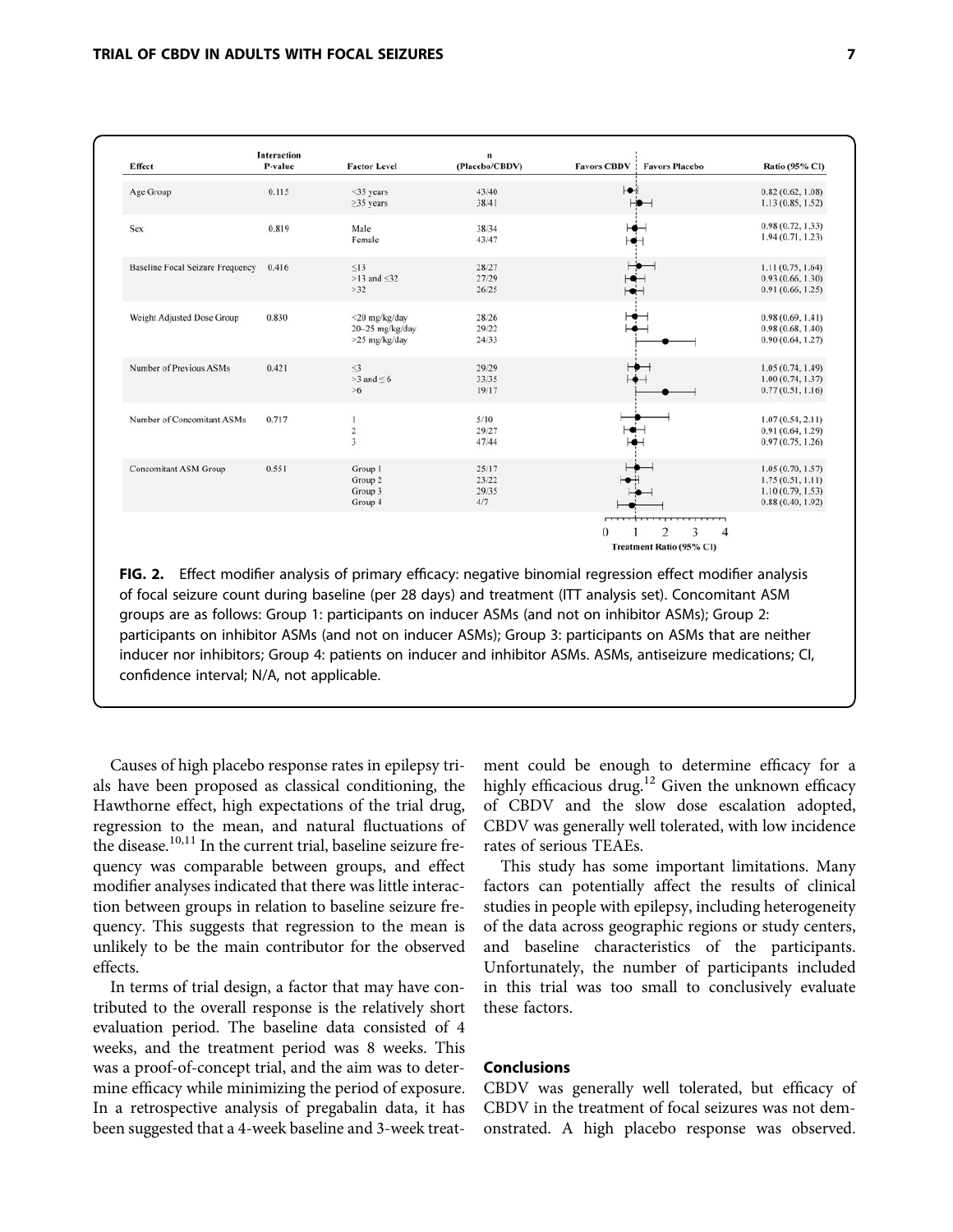| Effect | Interaction P-value | Factor Level | n (Placebo/CBDV) | Ratio (95% CI) |
|---|---|---|---|---|
| Age Group | 0.115 | <35 years | 43/40 | 0.82 (0.62, 1.08) |
| | | ≥35 years | 38/41 | 1.13 (0.85, 1.52) |
| Sex | 0.819 | Male | 38/34 | 0.98 (0.72, 1.33) |
| | | Female | 43/47 | 1.94 (0.71, 1.23) |
| Baseline Focal Seizure Frequency | 0.416 | ≤13 | 28/27 | 1.11 (0.75, 1.64) |
| | | >13 and ≤32 | 27/29 | 0.93 (0.66, 1.30) |
| | | >32 | 26/25 | 0.91 (0.66, 1.25) |
| Weight Adjusted Dose Group | 0.830 | <20 mg/kg/day | 28/26 | 0.98 (0.69, 1.41) |
| | | 20–25 mg/kg/day | 29/22 | 0.98 (0.68, 1.40) |
| | | >25 mg/kg/day | 24/33 | 0.90 (0.64, 1.27) |
| Number of Previous ASMs | 0.421 | ≤3 | 29/29 | 1.05 (0.74, 1.49) |
| | | >3 and ≤6 | 33/35 | 1.00 (0.74, 1.37) |
| | | >6 | 19/17 | 0.77 (0.51, 1.16) |
| Number of Concomitant ASMs | 0.717 | 1 | 5/10 | 1.07 (0.54, 2.11) |
| | | 2 | 29/27 | 0.91 (0.64, 1.29) |
| | | 3 | 47/44 | 0.97 (0.75, 1.26) |
| Concomitant ASM Group | 0.551 | Group 1 | 25/17 | 1.05 (0.70, 1.57) |
| | | Group 2 | 23/22 | 1.75 (0.51, 1.11) |
| | | Group 3 | 29/35 | 1.10 (0.79, 1.53) |
| | | Group 4 | 4/7 | 0.88 (0.40, 1.92) |

Favors CBDV | Favors Placebo

Treatment Ratio (95% CI)

**FIG. 2.** Effect modifier analysis of primary efficacy: negative binomial regression effect modifier analysis of focal seizure count during baseline (per 28 days) and treatment (ITT analysis set). Concomitant ASM groups are as follows: Group 1: participants on inducer ASMs (and not on inhibitor ASMs); Group 2: participants on inhibitor ASMs (and not on inducer ASMs); Group 3: participants on ASMs that are neither inducer nor inhibitors; Group 4: patients on inducer and inhibitor ASMs. ASMs, antiseizure medications; CI, confidence interval; N/A, not applicable.

Causes of high placebo response rates in epilepsy trials have been proposed as classical conditioning, the Hawthorne effect, high expectations of the trial drug, regression to the mean, and natural fluctuations of the disease.[10,11] In the current trial, baseline seizure frequency was comparable between groups, and effect modifier analyses indicated that there was little interaction between groups in relation to baseline seizure frequency. This suggests that regression to the mean is unlikely to be the main contributor for the observed effects.

In terms of trial design, a factor that may have contributed to the overall response is the relatively short evaluation period. The baseline data consisted of 4 weeks, and the treatment period was 8 weeks. This was a proof-of-concept trial, and the aim was to determine efficacy while minimizing the period of exposure. In a retrospective analysis of pregabalin data, it has been suggested that a 4-week baseline and 3-week treatment could be enough to determine efficacy for a highly efficacious drug.[12] Given the unknown efficacy of CBDV and the slow dose escalation adopted, CBDV was generally well tolerated, with low incidence rates of serious TEAEs.

This study has some important limitations. Many factors can potentially affect the results of clinical studies in people with epilepsy, including heterogeneity of the data across geographic regions or study centers, and baseline characteristics of the participants. Unfortunately, the number of participants included in this trial was too small to conclusively evaluate these factors.

## Conclusions

CBDV was generally well tolerated, but efficacy of CBDV in the treatment of focal seizures was not demonstrated. A high placebo response was observed.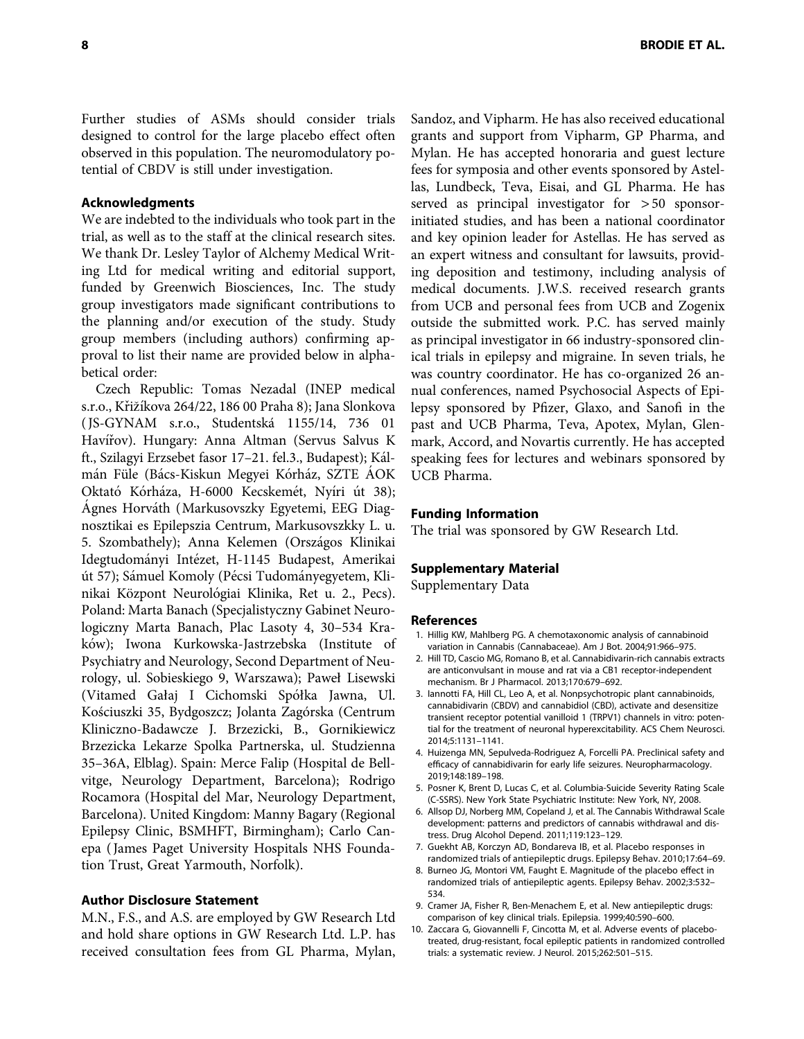Further studies of ASMs should consider trials designed to control for the large placebo effect often observed in this population. The neuromodulatory potential of CBDV is still under investigation.

### Acknowledgments

We are indebted to the individuals who took part in the trial, as well as to the staff at the clinical research sites. We thank Dr. Lesley Taylor of Alchemy Medical Writing Ltd for medical writing and editorial support, funded by Greenwich Biosciences, Inc. The study group investigators made significant contributions to the planning and/or execution of the study. Study group members (including authors) confirming approval to list their name are provided below in alphabetical order:

Czech Republic: Tomas Nezadal (INEP medical s.r.o., Křižíkova 264/22, 186 00 Praha 8); Jana Slonkova (JS-GYNAM s.r.o., Studentská 1155/14, 736 01 Havířov). Hungary: Anna Altman (Servus Salvus K ft., Szilagyi Erzsebet fasor 17–21. fel.3., Budapest); Kálmán Füle (Bács-Kiskun Megyei Kórház, SZTE ÁOK Oktató Kórháza, H-6000 Kecskemét, Nyíri út 38); Ágnes Horváth (Markusovszky Egyetemi, EEG Diagnosztikai es Epilepszia Centrum, Markusovszkky L. u. 5. Szombathely); Anna Kelemen (Országos Klinikai Idegtudományi Intézet, H-1145 Budapest, Amerikai út 57); Sámuel Komoly (Pécsi Tudományegyetem, Klinikai Központ Neurológiai Klinika, Ret u. 2., Pecs). Poland: Marta Banach (Specjalistyczny Gabinet Neurologiczny Marta Banach, Plac Lasoty 4, 30–534 Kraków); Iwona Kurkowska-Jastrzebska (Institute of Psychiatry and Neurology, Second Department of Neurology, ul. Sobieskiego 9, Warszawa); Paweł Lisewski (Vitamed Gałaj I Cichomski Spółka Jawna, Ul. Kościuszki 35, Bydgoszcz; Jolanta Zagórska (Centrum Kliniczno-Badawcze J. Brzezicki, B., Gornikiewicz Brzezicka Lekarze Spolka Partnerska, ul. Studzienna 35–36A, Elblag). Spain: Merce Falip (Hospital de Bellvitge, Neurology Department, Barcelona); Rodrigo Rocamora (Hospital del Mar, Neurology Department, Barcelona). United Kingdom: Manny Bagary (Regional Epilepsy Clinic, BSMHFT, Birmingham); Carlo Canepa (James Paget University Hospitals NHS Foundation Trust, Great Yarmouth, Norfolk).

### Author Disclosure Statement

M.N., F.S., and A.S. are employed by GW Research Ltd and hold share options in GW Research Ltd. L.P. has received consultation fees from GL Pharma, Mylan, Sandoz, and Vipharm. He has also received educational grants and support from Vipharm, GP Pharma, and Mylan. He has accepted honoraria and guest lecture fees for symposia and other events sponsored by Astellas, Lundbeck, Teva, Eisai, and GL Pharma. He has served as principal investigator for >50 sponsor-initiated studies, and has been a national coordinator and key opinion leader for Astellas. He has served as an expert witness and consultant for lawsuits, providing deposition and testimony, including analysis of medical documents. J.W.S. received research grants from UCB and personal fees from UCB and Zogenix outside the submitted work. P.C. has served mainly as principal investigator in 66 industry-sponsored clinical trials in epilepsy and migraine. In seven trials, he was country coordinator. He has co-organized 26 annual conferences, named Psychosocial Aspects of Epilepsy sponsored by Pfizer, Glaxo, and Sanofi in the past and UCB Pharma, Teva, Apotex, Mylan, Glenmark, Accord, and Novartis currently. He has accepted speaking fees for lectures and webinars sponsored by UCB Pharma.

### Funding Information

The trial was sponsored by GW Research Ltd.

### Supplementary Material

Supplementary Data

### References

1. Hillig KW, Mahlberg PG. A chemotaxonomic analysis of cannabinoid variation in Cannabis (Cannabaceae). Am J Bot. 2004;91:966–975.
2. Hill TD, Cascio MG, Romano B, et al. Cannabidivarin-rich cannabis extracts are anticonvulsant in mouse and rat via a CB1 receptor-independent mechanism. Br J Pharmacol. 2013;170:679–692.
3. Iannotti FA, Hill CL, Leo A, et al. Nonpsychotropic plant cannabinoids, cannabidivarin (CBDV) and cannabidiol (CBD), activate and desensitize transient receptor potential vanilloid 1 (TRPV1) channels in vitro: potential for the treatment of neuronal hyperexcitability. ACS Chem Neurosci. 2014;5:1131–1141.
4. Huizenga MN, Sepulveda-Rodriguez A, Forcelli PA. Preclinical safety and efficacy of cannabidivarin for early life seizures. Neuropharmacology. 2019;148:189–198.
5. Posner K, Brent D, Lucas C, et al. Columbia-Suicide Severity Rating Scale (C-SSRS). New York State Psychiatric Institute: New York, NY, 2008.
6. Allsop DJ, Norberg MM, Copeland J, et al. The Cannabis Withdrawal Scale development: patterns and predictors of cannabis withdrawal and distress. Drug Alcohol Depend. 2011;119:123–129.
7. Guekht AB, Korczyn AD, Bondareva IB, et al. Placebo responses in randomized trials of antiepileptic drugs. Epilepsy Behav. 2010;17:64–69.
8. Burneo JG, Montori VM, Faught E. Magnitude of the placebo effect in randomized trials of antiepileptic agents. Epilepsy Behav. 2002;3:532–534.
9. Cramer JA, Fisher R, Ben-Menachem E, et al. New antiepileptic drugs: comparison of key clinical trials. Epilepsia. 1999;40:590–600.
10. Zaccara G, Giovannelli F, Cincotta M, et al. Adverse events of placebo-treated, drug-resistant, focal epileptic patients in randomized controlled trials: a systematic review. J Neurol. 2015;262:501–515.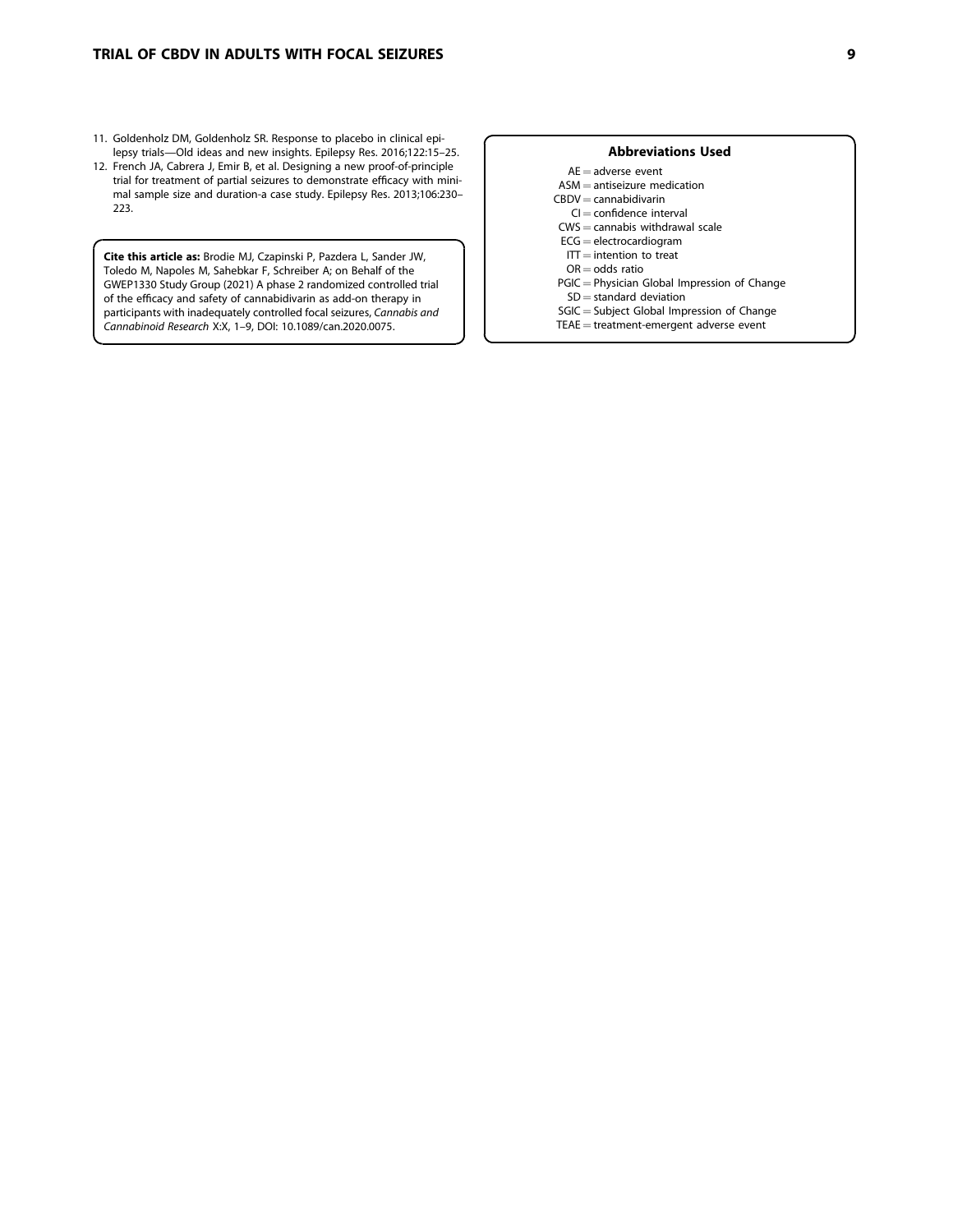11. Goldenholz DM, Goldenholz SR. Response to placebo in clinical epilepsy trials—Old ideas and new insights. Epilepsy Res. 2016;122:15–25.
12. French JA, Cabrera J, Emir B, et al. Designing a new proof-of-principle trial for treatment of partial seizures to demonstrate efficacy with minimal sample size and duration-a case study. Epilepsy Res. 2013;106:230–223.

**Cite this article as:** Brodie MJ, Czapinski P, Pazdera L, Sander JW, Toledo M, Napoles M, Sahebkar F, Schreiber A; on Behalf of the GWEP1330 Study Group (2021) A phase 2 randomized controlled trial of the efficacy and safety of cannabidivarin as add-on therapy in participants with inadequately controlled focal seizures, *Cannabis and Cannabinoid Research* X:X, 1–9, DOI: 10.1089/can.2020.0075.

### Abbreviations Used

AE = adverse event
ASM = antiseizure medication
CBDV = cannabidivarin
CI = confidence interval
CWS = cannabis withdrawal scale
ECG = electrocardiogram
ITT = intention to treat
OR = odds ratio
PGIC = Physician Global Impression of Change
SD = standard deviation
SGIC = Subject Global Impression of Change
TEAE = treatment-emergent adverse event